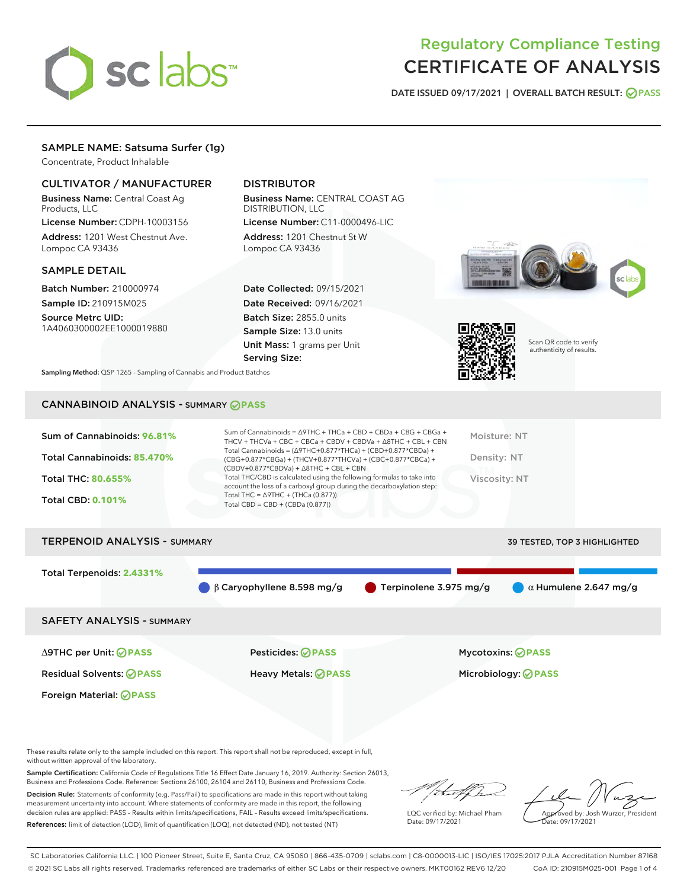# Regulatory Compliance Testing
# CERTIFICATE OF ANALYSIS

DATE ISSUED 09/17/2021 | OVERALL BATCH RESULT: PASS

## SAMPLE NAME: Satsuma Surfer (1g)

Concentrate, Product Inhalable

### CULTIVATOR / MANUFACTURER

**Business Name:** Central Coast Ag Products, LLC

**License Number:** CDPH-10003156

**Address:** 1201 West Chestnut Ave. Lompoc CA 93436

### DISTRIBUTOR

**Business Name:** CENTRAL COAST AG DISTRIBUTION, LLC

**License Number:** C11-0000496-LIC

**Address:** 1201 Chestnut St W Lompoc CA 93436

### SAMPLE DETAIL

**Batch Number:** 210000974

**Sample ID:** 210915M025

**Source Metrc UID:** 1A4060300002EE1000019880

**Date Collected:** 09/15/2021

**Date Received:** 09/16/2021

**Batch Size:** 2855.0 units

**Sample Size:** 13.0 units

**Unit Mass:** 1 grams per Unit

**Serving Size:**

Scan QR code to verify authenticity of results.

**Sampling Method:** QSP 1265 - Sampling of Cannabis and Product Batches

## CANNABINOID ANALYSIS - SUMMARY PASS

Sum of Cannabinoids: **96.81%**

Total Cannabinoids: **85.470%**

Total THC: **80.655%**

Total CBD: **0.101%**

Sum of Cannabinoids = Δ9THC + THCa + CBD + CBDa + CBG + CBGa + THCV + THCVa + CBC + CBCa + CBDV + CBDVa + Δ8THC + CBL + CBN

Total Cannabinoids = (Δ9THC+0.877*THCa) + (CBD+0.877*CBDa) + (CBG+0.877*CBGa) + (THCV+0.877*THCVa) + (CBC+0.877*CBCa) + (CBDV+0.877*CBDVa) + Δ8THC + CBL + CBN

Total THC/CBD is calculated using the following formulas to take into account the loss of a carboxyl group during the decarboxylation step:

Total THC = Δ9THC + (THCa (0.877))

Total CBD = CBD + (CBDa (0.877))

Moisture: NT

Density: NT

Viscosity: NT

## TERPENOID ANALYSIS - SUMMARY

39 TESTED, TOP 3 HIGHLIGHTED

Total Terpenoids: **2.4331%**

β Caryophyllene 8.598 mg/g | Terpinolene 3.975 mg/g | α Humulene 2.647 mg/g

## SAFETY ANALYSIS - SUMMARY

| | | |
|---|---|---|
| Δ9THC per Unit: PASS | Pesticides: PASS | Mycotoxins: PASS |
| Residual Solvents: PASS | Heavy Metals: PASS | Microbiology: PASS |
| Foreign Material: PASS | | |

These results relate only to the sample included on this report. This report shall not be reproduced, except in full, without written approval of the laboratory.

**Sample Certification:** California Code of Regulations Title 16 Effect Date January 16, 2019. Authority: Section 26013, Business and Professions Code. Reference: Sections 26100, 26104 and 26110, Business and Professions Code.

**Decision Rule:** Statements of conformity (e.g. Pass/Fail) to specifications are made in this report without taking measurement uncertainty into account. Where statements of conformity are made in this report, the following decision rules are applied: PASS – Results within limits/specifications, FAIL – Results exceed limits/specifications.

**References:** limit of detection (LOD), limit of quantification (LOQ), not detected (ND), not tested (NT)

LQC verified by: Michael Pham
Date: 09/17/2021

Approved by: Josh Wurzer, President
Date: 09/17/2021

SC Laboratories California LLC. | 100 Pioneer Street, Suite E, Santa Cruz, CA 95060 | 866-435-0709 | sclabs.com | C8-0000013-LIC | ISO/IES 17025:2017 PJLA Accreditation Number 87168
© 2021 SC Labs all rights reserved. Trademarks referenced are trademarks of either SC Labs or their respective owners. MKT00162 REV6 12/20 CoA ID: 210915M025-001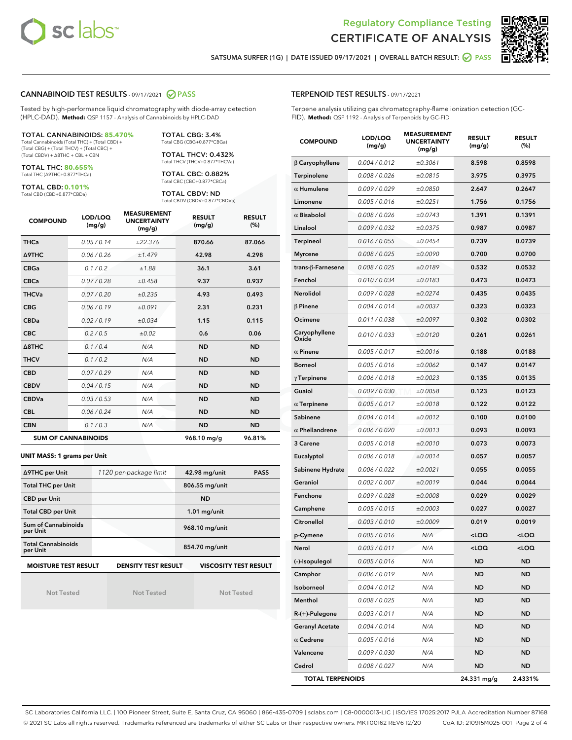# Regulatory Compliance Testing
# CERTIFICATE OF ANALYSIS

SATSUMA SURFER (1G) | DATE ISSUED 09/17/2021 | OVERALL BATCH RESULT: PASS

## CANNABINOID TEST RESULTS - 09/17/2021 PASS

Tested by high-performance liquid chromatography with diode-array detection (HPLC-DAD). **Method:** QSP 1157 - Analysis of Cannabinoids by HPLC-DAD

**TOTAL CANNABINOIDS: 85.470%**
Total Cannabinoids (Total THC) + (Total CBD) + (Total CBG) + (Total THCV) + (Total CBC) + (Total CBDV) + Δ8THC + CBL + CBN

**TOTAL THC: 80.655%**
Total THC (Δ9THC+0.877*THCa)

**TOTAL CBD: 0.101%**
Total CBD (CBD+0.877*CBDa)

**TOTAL CBG: 3.4%**
Total CBG (CBG+0.877*CBGa)

**TOTAL THCV: 0.432%**
Total THCV (THCV+0.877*THCVa)

**TOTAL CBC: 0.882%**
Total CBC (CBC+0.877*CBCa)

**TOTAL CBDV: ND**
Total CBDV (CBDV+0.877*CBDVa)

| COMPOUND | LOD/LOQ (mg/g) | MEASUREMENT UNCERTAINTY (mg/g) | RESULT (mg/g) | RESULT (%) |
|---|---|---|---|---|
| THCa | 0.05 / 0.14 | ±22.376 | 870.66 | 87.066 |
| Δ9THC | 0.06 / 0.26 | ±1.479 | 42.98 | 4.298 |
| CBGa | 0.1 / 0.2 | ±1.88 | 36.1 | 3.61 |
| CBCa | 0.07 / 0.28 | ±0.458 | 9.37 | 0.937 |
| THCVa | 0.07 / 0.20 | ±0.235 | 4.93 | 0.493 |
| CBG | 0.06 / 0.19 | ±0.091 | 2.31 | 0.231 |
| CBDa | 0.02 / 0.19 | ±0.034 | 1.15 | 0.115 |
| CBC | 0.2 / 0.5 | ±0.02 | 0.6 | 0.06 |
| Δ8THC | 0.1 / 0.4 | N/A | ND | ND |
| THCV | 0.1 / 0.2 | N/A | ND | ND |
| CBD | 0.07 / 0.29 | N/A | ND | ND |
| CBDV | 0.04 / 0.15 | N/A | ND | ND |
| CBDVa | 0.03 / 0.53 | N/A | ND | ND |
| CBL | 0.06 / 0.24 | N/A | ND | ND |
| CBN | 0.1 / 0.3 | N/A | ND | ND |
| **SUM OF CANNABINOIDS** | | | **968.10 mg/g** | **96.81%** |

**UNIT MASS: 1 grams per Unit**

| | | | |
|---|---|---|---|
| Δ9THC per Unit | 1120 per-package limit | 42.98 mg/unit | PASS |
| Total THC per Unit | | 806.55 mg/unit | |
| CBD per Unit | | ND | |
| Total CBD per Unit | | 1.01 mg/unit | |
| Sum of Cannabinoids per Unit | | 968.10 mg/unit | |
| Total Cannabinoids per Unit | | 854.70 mg/unit | |

| MOISTURE TEST RESULT | DENSITY TEST RESULT | VISCOSITY TEST RESULT |
|---|---|---|
| Not Tested | Not Tested | Not Tested |

## TERPENOID TEST RESULTS - 09/17/2021

Terpene analysis utilizing gas chromatography-flame ionization detection (GC-FID). **Method:** QSP 1192 - Analysis of Terpenoids by GC-FID

| COMPOUND | LOD/LOQ (mg/g) | MEASUREMENT UNCERTAINTY (mg/g) | RESULT (mg/g) | RESULT (%) |
|---|---|---|---|---|
| β Caryophyllene | 0.004 / 0.012 | ±0.3061 | 8.598 | 0.8598 |
| Terpinolene | 0.008 / 0.026 | ±0.0815 | 3.975 | 0.3975 |
| α Humulene | 0.009 / 0.029 | ±0.0850 | 2.647 | 0.2647 |
| Limonene | 0.005 / 0.016 | ±0.0251 | 1.756 | 0.1756 |
| α Bisabolol | 0.008 / 0.026 | ±0.0743 | 1.391 | 0.1391 |
| Linalool | 0.009 / 0.032 | ±0.0375 | 0.987 | 0.0987 |
| Terpineol | 0.016 / 0.055 | ±0.0454 | 0.739 | 0.0739 |
| Myrcene | 0.008 / 0.025 | ±0.0090 | 0.700 | 0.0700 |
| trans-β-Farnesene | 0.008 / 0.025 | ±0.0189 | 0.532 | 0.0532 |
| Fenchol | 0.010 / 0.034 | ±0.0183 | 0.473 | 0.0473 |
| Nerolidol | 0.009 / 0.028 | ±0.0274 | 0.435 | 0.0435 |
| β Pinene | 0.004 / 0.014 | ±0.0037 | 0.323 | 0.0323 |
| Ocimene | 0.011 / 0.038 | ±0.0097 | 0.302 | 0.0302 |
| Caryophyllene Oxide | 0.010 / 0.033 | ±0.0120 | 0.261 | 0.0261 |
| α Pinene | 0.005 / 0.017 | ±0.0016 | 0.188 | 0.0188 |
| Borneol | 0.005 / 0.016 | ±0.0062 | 0.147 | 0.0147 |
| γ Terpinene | 0.006 / 0.018 | ±0.0023 | 0.135 | 0.0135 |
| Guaiol | 0.009 / 0.030 | ±0.0058 | 0.123 | 0.0123 |
| α Terpinene | 0.005 / 0.017 | ±0.0018 | 0.122 | 0.0122 |
| Sabinene | 0.004 / 0.014 | ±0.0012 | 0.100 | 0.0100 |
| α Phellandrene | 0.006 / 0.020 | ±0.0013 | 0.093 | 0.0093 |
| 3 Carene | 0.005 / 0.018 | ±0.0010 | 0.073 | 0.0073 |
| Eucalyptol | 0.006 / 0.018 | ±0.0014 | 0.057 | 0.0057 |
| Sabinene Hydrate | 0.006 / 0.022 | ±0.0021 | 0.055 | 0.0055 |
| Geraniol | 0.002 / 0.007 | ±0.0019 | 0.044 | 0.0044 |
| Fenchone | 0.009 / 0.028 | ±0.0008 | 0.029 | 0.0029 |
| Camphene | 0.005 / 0.015 | ±0.0003 | 0.027 | 0.0027 |
| Citronellol | 0.003 / 0.010 | ±0.0009 | 0.019 | 0.0019 |
| p-Cymene | 0.005 / 0.016 | N/A | <LOQ | <LOQ |
| Nerol | 0.003 / 0.011 | N/A | <LOQ | <LOQ |
| (-)-Isopulegol | 0.005 / 0.016 | N/A | ND | ND |
| Camphor | 0.006 / 0.019 | N/A | ND | ND |
| Isoborneol | 0.004 / 0.012 | N/A | ND | ND |
| Menthol | 0.008 / 0.025 | N/A | ND | ND |
| R-(+)-Pulegone | 0.003 / 0.011 | N/A | ND | ND |
| Geranyl Acetate | 0.004 / 0.014 | N/A | ND | ND |
| α Cedrene | 0.005 / 0.016 | N/A | ND | ND |
| Valencene | 0.009 / 0.030 | N/A | ND | ND |
| Cedrol | 0.008 / 0.027 | N/A | ND | ND |
| **TOTAL TERPENOIDS** | | | **24.331 mg/g** | **2.4331%** |

SC Laboratories California LLC. | 100 Pioneer Street, Suite E, Santa Cruz, CA 95060 | 866-435-0709 | sclabs.com | C8-0000013-LIC | ISO/IES 17025:2017 PJLA Accreditation Number 87168
© 2021 SC Labs all rights reserved. Trademarks referenced are trademarks of either SC Labs or their respective owners. MKT00162 REV6 12/20 CoA ID: 210915M025-001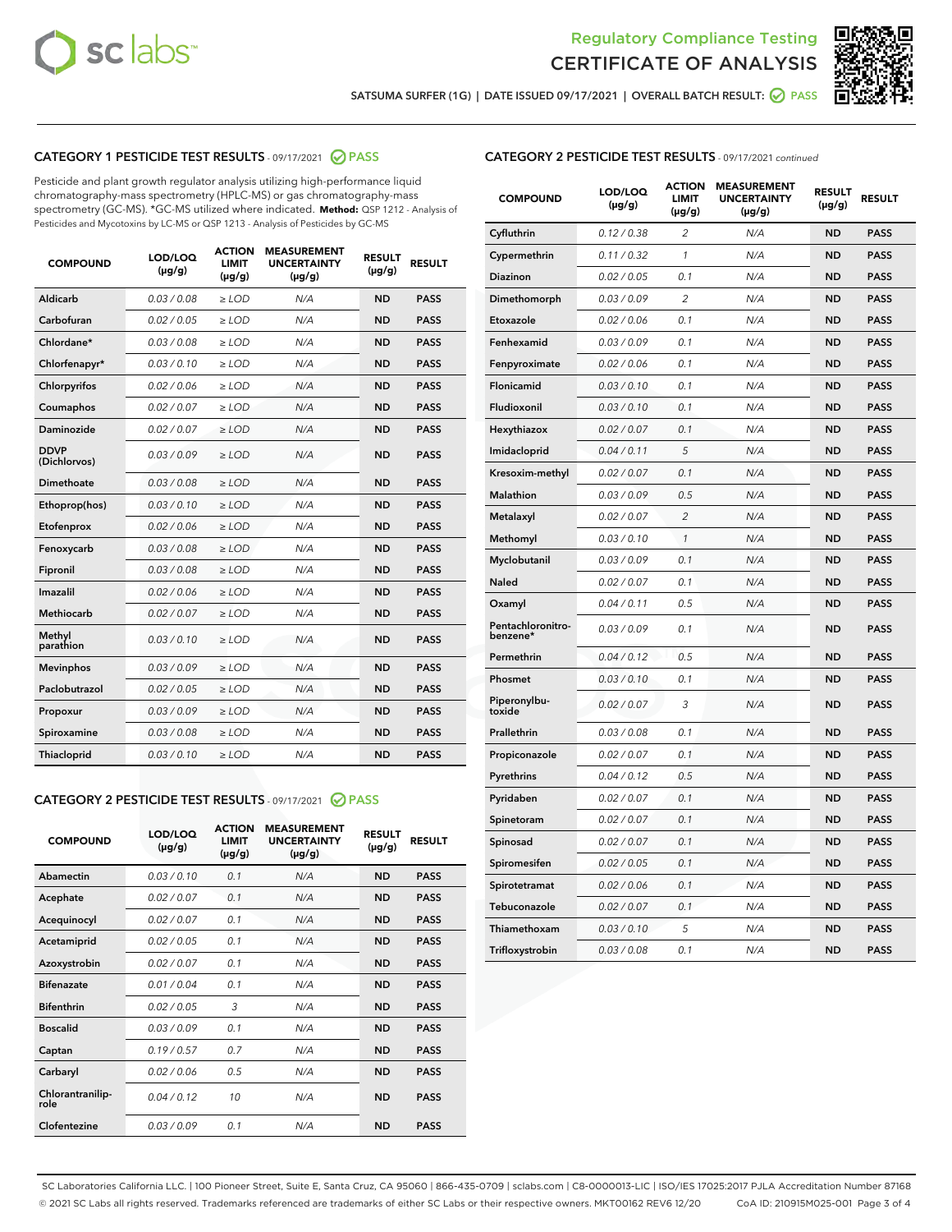Regulatory Compliance Testing
CERTIFICATE OF ANALYSIS

SATSUMA SURFER (1G) | DATE ISSUED 09/17/2021 | OVERALL BATCH RESULT: PASS

## CATEGORY 1 PESTICIDE TEST RESULTS - 09/17/2021 PASS

Pesticide and plant growth regulator analysis utilizing high-performance liquid chromatography-mass spectrometry (HPLC-MS) or gas chromatography-mass spectrometry (GC-MS). *GC-MS utilized where indicated. **Method:** QSP 1212 - Analysis of Pesticides and Mycotoxins by LC-MS or QSP 1213 - Analysis of Pesticides by GC-MS

| COMPOUND | LOD/LOQ (µg/g) | ACTION LIMIT (µg/g) | MEASUREMENT UNCERTAINTY (µg/g) | RESULT (µg/g) | RESULT |
|---|---|---|---|---|---|
| Aldicarb | 0.03 / 0.08 | ≥ LOD | N/A | ND | PASS |
| Carbofuran | 0.02 / 0.05 | ≥ LOD | N/A | ND | PASS |
| Chlordane* | 0.03 / 0.08 | ≥ LOD | N/A | ND | PASS |
| Chlorfenapyr* | 0.03 / 0.10 | ≥ LOD | N/A | ND | PASS |
| Chlorpyrifos | 0.02 / 0.06 | ≥ LOD | N/A | ND | PASS |
| Coumaphos | 0.02 / 0.07 | ≥ LOD | N/A | ND | PASS |
| Daminozide | 0.02 / 0.07 | ≥ LOD | N/A | ND | PASS |
| DDVP (Dichlorvos) | 0.03 / 0.09 | ≥ LOD | N/A | ND | PASS |
| Dimethoate | 0.03 / 0.08 | ≥ LOD | N/A | ND | PASS |
| Ethoprop(hos) | 0.03 / 0.10 | ≥ LOD | N/A | ND | PASS |
| Etofenprox | 0.02 / 0.06 | ≥ LOD | N/A | ND | PASS |
| Fenoxycarb | 0.03 / 0.08 | ≥ LOD | N/A | ND | PASS |
| Fipronil | 0.03 / 0.08 | ≥ LOD | N/A | ND | PASS |
| Imazalil | 0.02 / 0.06 | ≥ LOD | N/A | ND | PASS |
| Methiocarb | 0.02 / 0.07 | ≥ LOD | N/A | ND | PASS |
| Methyl parathion | 0.03 / 0.10 | ≥ LOD | N/A | ND | PASS |
| Mevinphos | 0.03 / 0.09 | ≥ LOD | N/A | ND | PASS |
| Paclobutrazol | 0.02 / 0.05 | ≥ LOD | N/A | ND | PASS |
| Propoxur | 0.03 / 0.09 | ≥ LOD | N/A | ND | PASS |
| Spiroxamine | 0.03 / 0.08 | ≥ LOD | N/A | ND | PASS |
| Thiacloprid | 0.03 / 0.10 | ≥ LOD | N/A | ND | PASS |

## CATEGORY 2 PESTICIDE TEST RESULTS - 09/17/2021 PASS

| COMPOUND | LOD/LOQ (µg/g) | ACTION LIMIT (µg/g) | MEASUREMENT UNCERTAINTY (µg/g) | RESULT (µg/g) | RESULT |
|---|---|---|---|---|---|
| Abamectin | 0.03 / 0.10 | 0.1 | N/A | ND | PASS |
| Acephate | 0.02 / 0.07 | 0.1 | N/A | ND | PASS |
| Acequinocyl | 0.02 / 0.07 | 0.1 | N/A | ND | PASS |
| Acetamiprid | 0.02 / 0.05 | 0.1 | N/A | ND | PASS |
| Azoxystrobin | 0.02 / 0.07 | 0.1 | N/A | ND | PASS |
| Bifenazate | 0.01 / 0.04 | 0.1 | N/A | ND | PASS |
| Bifenthrin | 0.02 / 0.05 | 3 | N/A | ND | PASS |
| Boscalid | 0.03 / 0.09 | 0.1 | N/A | ND | PASS |
| Captan | 0.19 / 0.57 | 0.7 | N/A | ND | PASS |
| Carbaryl | 0.02 / 0.06 | 0.5 | N/A | ND | PASS |
| Chlorantraniliprole | 0.04 / 0.12 | 10 | N/A | ND | PASS |
| Clofentezine | 0.03 / 0.09 | 0.1 | N/A | ND | PASS |
| Cyfluthrin | 0.12 / 0.38 | 2 | N/A | ND | PASS |
| Cypermethrin | 0.11 / 0.32 | 1 | N/A | ND | PASS |
| Diazinon | 0.02 / 0.05 | 0.1 | N/A | ND | PASS |
| Dimethomorph | 0.03 / 0.09 | 2 | N/A | ND | PASS |
| Etoxazole | 0.02 / 0.06 | 0.1 | N/A | ND | PASS |
| Fenhexamid | 0.03 / 0.09 | 0.1 | N/A | ND | PASS |
| Fenpyroximate | 0.02 / 0.06 | 0.1 | N/A | ND | PASS |
| Flonicamid | 0.03 / 0.10 | 0.1 | N/A | ND | PASS |
| Fludioxonil | 0.03 / 0.10 | 0.1 | N/A | ND | PASS |
| Hexythiazox | 0.02 / 0.07 | 0.1 | N/A | ND | PASS |
| Imidacloprid | 0.04 / 0.11 | 5 | N/A | ND | PASS |
| Kresoxim-methyl | 0.02 / 0.07 | 0.1 | N/A | ND | PASS |
| Malathion | 0.03 / 0.09 | 0.5 | N/A | ND | PASS |
| Metalaxyl | 0.02 / 0.07 | 2 | N/A | ND | PASS |
| Methomyl | 0.03 / 0.10 | 1 | N/A | ND | PASS |
| Myclobutanil | 0.03 / 0.09 | 0.1 | N/A | ND | PASS |
| Naled | 0.02 / 0.07 | 0.1 | N/A | ND | PASS |
| Oxamyl | 0.04 / 0.11 | 0.5 | N/A | ND | PASS |
| Pentachloronitrobenzene* | 0.03 / 0.09 | 0.1 | N/A | ND | PASS |
| Permethrin | 0.04 / 0.12 | 0.5 | N/A | ND | PASS |
| Phosmet | 0.03 / 0.10 | 0.1 | N/A | ND | PASS |
| Piperonylbutoxide | 0.02 / 0.07 | 3 | N/A | ND | PASS |
| Prallethrin | 0.03 / 0.08 | 0.1 | N/A | ND | PASS |
| Propiconazole | 0.02 / 0.07 | 0.1 | N/A | ND | PASS |
| Pyrethrins | 0.04 / 0.12 | 0.5 | N/A | ND | PASS |
| Pyridaben | 0.02 / 0.07 | 0.1 | N/A | ND | PASS |
| Spinetoram | 0.02 / 0.07 | 0.1 | N/A | ND | PASS |
| Spinosad | 0.02 / 0.07 | 0.1 | N/A | ND | PASS |
| Spiromesifen | 0.02 / 0.05 | 0.1 | N/A | ND | PASS |
| Spirotetramat | 0.02 / 0.06 | 0.1 | N/A | ND | PASS |
| Tebuconazole | 0.02 / 0.07 | 0.1 | N/A | ND | PASS |
| Thiamethoxam | 0.03 / 0.10 | 5 | N/A | ND | PASS |
| Trifloxystrobin | 0.03 / 0.08 | 0.1 | N/A | ND | PASS |

SC Laboratories California LLC. | 100 Pioneer Street, Suite E, Santa Cruz, CA 95060 | 866-435-0709 | sclabs.com | C8-0000013-LIC | ISO/IES 17025:2017 PJLA Accreditation Number 87168
© 2021 SC Labs all rights reserved. Trademarks referenced are trademarks of either SC Labs or their respective owners. MKT00162 REV6 12/20 CoA ID: 210915M025-001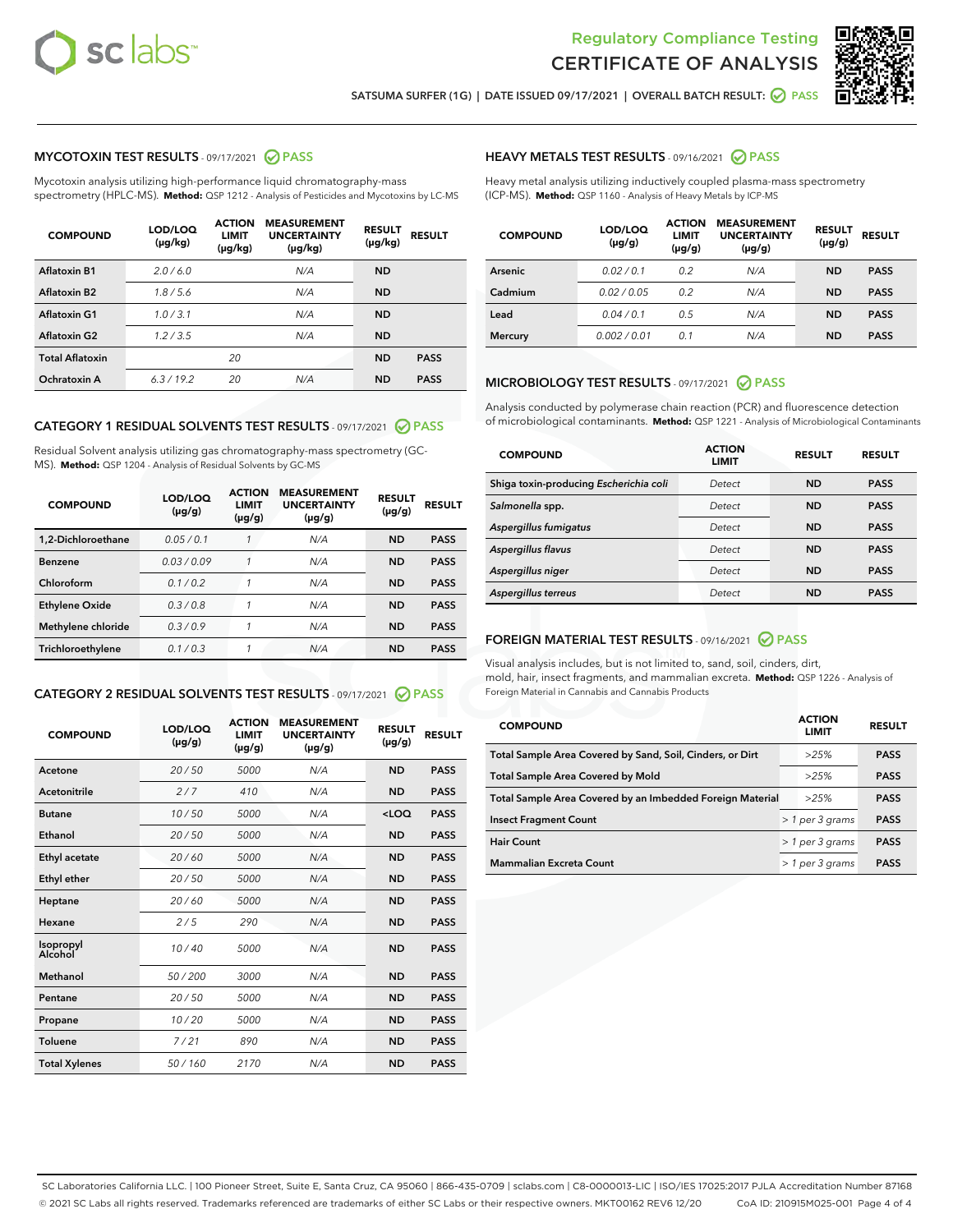# Regulatory Compliance Testing
# CERTIFICATE OF ANALYSIS

SATSUMA SURFER (1G) | DATE ISSUED 09/17/2021 | OVERALL BATCH RESULT: PASS

## MYCOTOXIN TEST RESULTS - 09/17/2021 PASS

Mycotoxin analysis utilizing high-performance liquid chromatography-mass spectrometry (HPLC-MS). **Method:** QSP 1212 - Analysis of Pesticides and Mycotoxins by LC-MS

| COMPOUND | LOD/LOQ (µg/kg) | ACTION LIMIT (µg/kg) | MEASUREMENT UNCERTAINTY (µg/kg) | RESULT (µg/kg) | RESULT |
|---|---|---|---|---|---|
| Aflatoxin B1 | 2.0 / 6.0 | | N/A | ND | |
| Aflatoxin B2 | 1.8 / 5.6 | | N/A | ND | |
| Aflatoxin G1 | 1.0 / 3.1 | | N/A | ND | |
| Aflatoxin G2 | 1.2 / 3.5 | | N/A | ND | |
| Total Aflatoxin | | 20 | | ND | PASS |
| Ochratoxin A | 6.3 / 19.2 | 20 | N/A | ND | PASS |

## CATEGORY 1 RESIDUAL SOLVENTS TEST RESULTS - 09/17/2021 PASS

Residual Solvent analysis utilizing gas chromatography-mass spectrometry (GC-MS). **Method:** QSP 1204 - Analysis of Residual Solvents by GC-MS

| COMPOUND | LOD/LOQ (µg/g) | ACTION LIMIT (µg/g) | MEASUREMENT UNCERTAINTY (µg/g) | RESULT (µg/g) | RESULT |
|---|---|---|---|---|---|
| 1,2-Dichloroethane | 0.05 / 0.1 | 1 | N/A | ND | PASS |
| Benzene | 0.03 / 0.09 | 1 | N/A | ND | PASS |
| Chloroform | 0.1 / 0.2 | 1 | N/A | ND | PASS |
| Ethylene Oxide | 0.3 / 0.8 | 1 | N/A | ND | PASS |
| Methylene chloride | 0.3 / 0.9 | 1 | N/A | ND | PASS |
| Trichloroethylene | 0.1 / 0.3 | 1 | N/A | ND | PASS |

## CATEGORY 2 RESIDUAL SOLVENTS TEST RESULTS - 09/17/2021 PASS

| COMPOUND | LOD/LOQ (µg/g) | ACTION LIMIT (µg/g) | MEASUREMENT UNCERTAINTY (µg/g) | RESULT (µg/g) | RESULT |
|---|---|---|---|---|---|
| Acetone | 20 / 50 | 5000 | N/A | ND | PASS |
| Acetonitrile | 2 / 7 | 410 | N/A | ND | PASS |
| Butane | 10 / 50 | 5000 | N/A | <LOQ | PASS |
| Ethanol | 20 / 50 | 5000 | N/A | ND | PASS |
| Ethyl acetate | 20 / 60 | 5000 | N/A | ND | PASS |
| Ethyl ether | 20 / 50 | 5000 | N/A | ND | PASS |
| Heptane | 20 / 60 | 5000 | N/A | ND | PASS |
| Hexane | 2 / 5 | 290 | N/A | ND | PASS |
| Isopropyl Alcohol | 10 / 40 | 5000 | N/A | ND | PASS |
| Methanol | 50 / 200 | 3000 | N/A | ND | PASS |
| Pentane | 20 / 50 | 5000 | N/A | ND | PASS |
| Propane | 10 / 20 | 5000 | N/A | ND | PASS |
| Toluene | 7 / 21 | 890 | N/A | ND | PASS |
| Total Xylenes | 50 / 160 | 2170 | N/A | ND | PASS |

## HEAVY METALS TEST RESULTS - 09/16/2021 PASS

Heavy metal analysis utilizing inductively coupled plasma-mass spectrometry (ICP-MS). **Method:** QSP 1160 - Analysis of Heavy Metals by ICP-MS

| COMPOUND | LOD/LOQ (µg/g) | ACTION LIMIT (µg/g) | MEASUREMENT UNCERTAINTY (µg/g) | RESULT (µg/g) | RESULT |
|---|---|---|---|---|---|
| Arsenic | 0.02 / 0.1 | 0.2 | N/A | ND | PASS |
| Cadmium | 0.02 / 0.05 | 0.2 | N/A | ND | PASS |
| Lead | 0.04 / 0.1 | 0.5 | N/A | ND | PASS |
| Mercury | 0.002 / 0.01 | 0.1 | N/A | ND | PASS |

## MICROBIOLOGY TEST RESULTS - 09/17/2021 PASS

Analysis conducted by polymerase chain reaction (PCR) and fluorescence detection of microbiological contaminants. **Method:** QSP 1221 - Analysis of Microbiological Contaminants

| COMPOUND | ACTION LIMIT | RESULT | RESULT |
|---|---|---|---|
| Shiga toxin-producing *Escherichia coli* | Detect | ND | PASS |
| *Salmonella* spp. | Detect | ND | PASS |
| *Aspergillus fumigatus* | Detect | ND | PASS |
| *Aspergillus flavus* | Detect | ND | PASS |
| *Aspergillus niger* | Detect | ND | PASS |
| *Aspergillus terreus* | Detect | ND | PASS |

## FOREIGN MATERIAL TEST RESULTS - 09/16/2021 PASS

Visual analysis includes, but is not limited to, sand, soil, cinders, dirt, mold, hair, insect fragments, and mammalian excreta. **Method:** QSP 1226 - Analysis of Foreign Material in Cannabis and Cannabis Products

| COMPOUND | ACTION LIMIT | RESULT |
|---|---|---|
| Total Sample Area Covered by Sand, Soil, Cinders, or Dirt | >25% | PASS |
| Total Sample Area Covered by Mold | >25% | PASS |
| Total Sample Area Covered by an Imbedded Foreign Material | >25% | PASS |
| Insect Fragment Count | > 1 per 3 grams | PASS |
| Hair Count | > 1 per 3 grams | PASS |
| Mammalian Excreta Count | > 1 per 3 grams | PASS |

SC Laboratories California LLC. | 100 Pioneer Street, Suite E, Santa Cruz, CA 95060 | 866-435-0709 | sclabs.com | C8-0000013-LIC | ISO/IES 17025:2017 PJLA Accreditation Number 87168
© 2021 SC Labs all rights reserved. Trademarks referenced are trademarks of either SC Labs or their respective owners. MKT00162 REV6 12/20 CoA ID: 210915M025-001